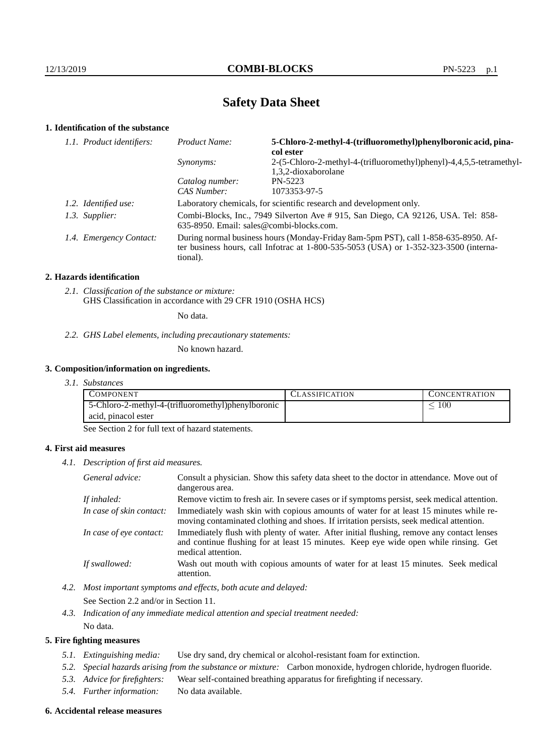# Safety Data Sheet

## 1. Identification of the substance

| | | |
|---|---|---|
| *1.1. Product identifiers:* | *Product Name:* | **5-Chloro-2-methyl-4-(trifluoromethyl)phenylboronic acid, pinacol ester** |
| | *Synonyms:* | 2-(5-Chloro-2-methyl-4-(trifluoromethyl)phenyl)-4,4,5,5-tetramethyl-1,3,2-dioxaborolane |
| | *Catalog number:* | PN-5223 |
| | *CAS Number:* | 1073353-97-5 |
| *1.2. Identified use:* | Laboratory chemicals, for scientific research and development only. | |
| *1.3. Supplier:* | Combi-Blocks, Inc., 7949 Silverton Ave # 915, San Diego, CA 92126, USA. Tel: 858-635-8950. Email: sales@combi-blocks.com. | |
| *1.4. Emergency Contact:* | During normal business hours (Monday-Friday 8am-5pm PST), call 1-858-635-8950. After business hours, call Infotrac at 1-800-535-5053 (USA) or 1-352-323-3500 (international). | |

## 2. Hazards identification

*2.1. Classification of the substance or mixture:*
GHS Classification in accordance with 29 CFR 1910 (OSHA HCS)

No data.

*2.2. GHS Label elements, including precautionary statements:*

No known hazard.

## 3. Composition/information on ingredients.

*3.1. Substances*

| COMPONENT | CLASSIFICATION | CONCENTRATION |
|---|---|---|
| 5-Chloro-2-methyl-4-(trifluoromethyl)phenylboronic acid, pinacol ester | | ≤ 100 |

See Section 2 for full text of hazard statements.

## 4. First aid measures

*4.1. Description of first aid measures.*

| | |
|---|---|
| *General advice:* | Consult a physician. Show this safety data sheet to the doctor in attendance. Move out of dangerous area. |
| *If inhaled:* | Remove victim to fresh air. In severe cases or if symptoms persist, seek medical attention. |
| *In case of skin contact:* | Immediately wash skin with copious amounts of water for at least 15 minutes while removing contaminated clothing and shoes. If irritation persists, seek medical attention. |
| *In case of eye contact:* | Immediately flush with plenty of water. After initial flushing, remove any contact lenses and continue flushing for at least 15 minutes. Keep eye wide open while rinsing. Get medical attention. |
| *If swallowed:* | Wash out mouth with copious amounts of water for at least 15 minutes. Seek medical attention. |

*4.2. Most important symptoms and effects, both acute and delayed:*

See Section 2.2 and/or in Section 11.

*4.3. Indication of any immediate medical attention and special treatment needed:*

No data.

## 5. Fire fighting measures

*5.1. Extinguishing media:* Use dry sand, dry chemical or alcohol-resistant foam for extinction.

*5.2. Special hazards arising from the substance or mixture:* Carbon monoxide, hydrogen chloride, hydrogen fluoride.

*5.3. Advice for firefighters:* Wear self-contained breathing apparatus for firefighting if necessary.

*5.4. Further information:* No data available.

## 6. Accidental release measures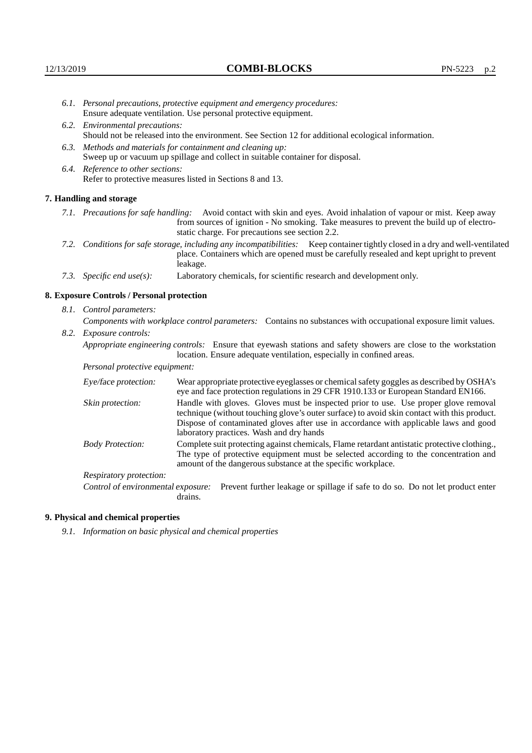*6.1. Personal precautions, protective equipment and emergency procedures:*
Ensure adequate ventilation. Use personal protective equipment.

*6.2. Environmental precautions:*
Should not be released into the environment. See Section 12 for additional ecological information.

*6.3. Methods and materials for containment and cleaning up:*
Sweep up or vacuum up spillage and collect in suitable container for disposal.

*6.4. Reference to other sections:*
Refer to protective measures listed in Sections 8 and 13.

## 7. Handling and storage

*7.1. Precautions for safe handling:* Avoid contact with skin and eyes. Avoid inhalation of vapour or mist. Keep away from sources of ignition - No smoking. Take measures to prevent the build up of electrostatic charge. For precautions see section 2.2.

*7.2. Conditions for safe storage, including any incompatibilities:* Keep container tightly closed in a dry and well-ventilated place. Containers which are opened must be carefully resealed and kept upright to prevent leakage.

*7.3. Specific end use(s):* Laboratory chemicals, for scientific research and development only.

## 8. Exposure Controls / Personal protection

*8.1. Control parameters:*

*Components with workplace control parameters:* Contains no substances with occupational exposure limit values.

*8.2. Exposure controls:*

*Appropriate engineering controls:* Ensure that eyewash stations and safety showers are close to the workstation location. Ensure adequate ventilation, especially in confined areas.

*Personal protective equipment:*

*Eye/face protection:* Wear appropriate protective eyeglasses or chemical safety goggles as described by OSHA's eye and face protection regulations in 29 CFR 1910.133 or European Standard EN166.

*Skin protection:* Handle with gloves. Gloves must be inspected prior to use. Use proper glove removal technique (without touching glove's outer surface) to avoid skin contact with this product. Dispose of contaminated gloves after use in accordance with applicable laws and good laboratory practices. Wash and dry hands

*Body Protection:* Complete suit protecting against chemicals, Flame retardant antistatic protective clothing., The type of protective equipment must be selected according to the concentration and amount of the dangerous substance at the specific workplace.

*Respiratory protection:*

*Control of environmental exposure:* Prevent further leakage or spillage if safe to do so. Do not let product enter drains.

## 9. Physical and chemical properties

*9.1. Information on basic physical and chemical properties*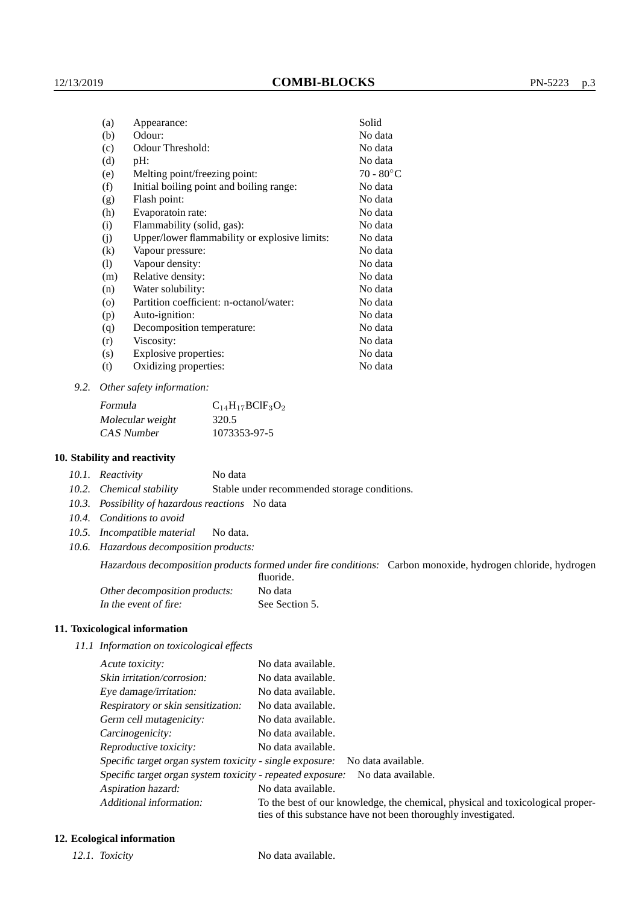| | | |
|---|---|---|
| (a) | Appearance: | Solid |
| (b) | Odour: | No data |
| (c) | Odour Threshold: | No data |
| (d) | pH: | No data |
| (e) | Melting point/freezing point: | 70 - 80°C |
| (f) | Initial boiling point and boiling range: | No data |
| (g) | Flash point: | No data |
| (h) | Evaporatoin rate: | No data |
| (i) | Flammability (solid, gas): | No data |
| (j) | Upper/lower flammability or explosive limits: | No data |
| (k) | Vapour pressure: | No data |
| (l) | Vapour density: | No data |
| (m) | Relative density: | No data |
| (n) | Water solubility: | No data |
| (o) | Partition coefficient: n-octanol/water: | No data |
| (p) | Auto-ignition: | No data |
| (q) | Decomposition temperature: | No data |
| (r) | Viscosity: | No data |
| (s) | Explosive properties: | No data |
| (t) | Oxidizing properties: | No data |

*9.2. Other safety information:*

| | |
|---|---|
| *Formula* | $C_{14}H_{17}BClF_3O_2$ |
| *Molecular weight* | 320.5 |
| *CAS Number* | 1073353-97-5 |

## 10. Stability and reactivity

*10.1. Reactivity* No data

*10.2. Chemical stability* Stable under recommended storage conditions.

*10.3. Possibility of hazardous reactions* No data

*10.4. Conditions to avoid*

*10.5. Incompatible material* No data.

*10.6. Hazardous decomposition products:*

*Hazardous decomposition products formed under fire conditions:* Carbon monoxide, hydrogen chloride, hydrogen fluoride.

*Other decomposition products:* No data

*In the event of fire:* See Section 5.

## 11. Toxicological information

*11.1 Information on toxicological effects*

| | |
|---|---|
| *Acute toxicity:* | No data available. |
| *Skin irritation/corrosion:* | No data available. |
| *Eye damage/irritation:* | No data available. |
| *Respiratory or skin sensitization:* | No data available. |
| *Germ cell mutagenicity:* | No data available. |
| *Carcinogenicity:* | No data available. |
| *Reproductive toxicity:* | No data available. |
| *Specific target organ system toxicity - single exposure:* | No data available. |
| *Specific target organ system toxicity - repeated exposure:* | No data available. |
| *Aspiration hazard:* | No data available. |
| *Additional information:* | To the best of our knowledge, the chemical, physical and toxicological properties of this substance have not been thoroughly investigated. |

## 12. Ecological information

*12.1. Toxicity* No data available.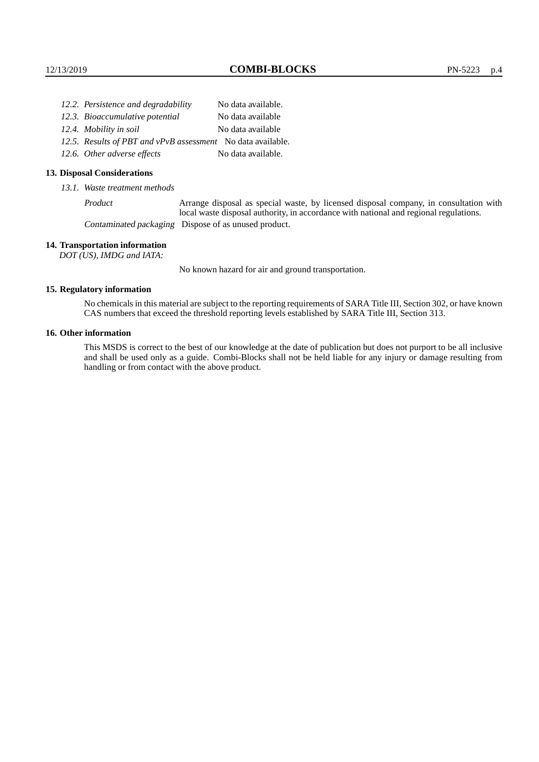*12.2. Persistence and degradability* No data available.

*12.3. Bioaccumulative potential* No data available

*12.4. Mobility in soil* No data available

*12.5. Results of PBT and vPvB assessment* No data available.

*12.6. Other adverse effects* No data available.

## 13. Disposal Considerations

*13.1. Waste treatment methods*

*Product* Arrange disposal as special waste, by licensed disposal company, in consultation with local waste disposal authority, in accordance with national and regional regulations.

*Contaminated packaging* Dispose of as unused product.

## 14. Transportation information

*DOT (US), IMDG and IATA:*

No known hazard for air and ground transportation.

## 15. Regulatory information

No chemicals in this material are subject to the reporting requirements of SARA Title III, Section 302, or have known CAS numbers that exceed the threshold reporting levels established by SARA Title III, Section 313.

## 16. Other information

This MSDS is correct to the best of our knowledge at the date of publication but does not purport to be all inclusive and shall be used only as a guide. Combi-Blocks shall not be held liable for any injury or damage resulting from handling or from contact with the above product.